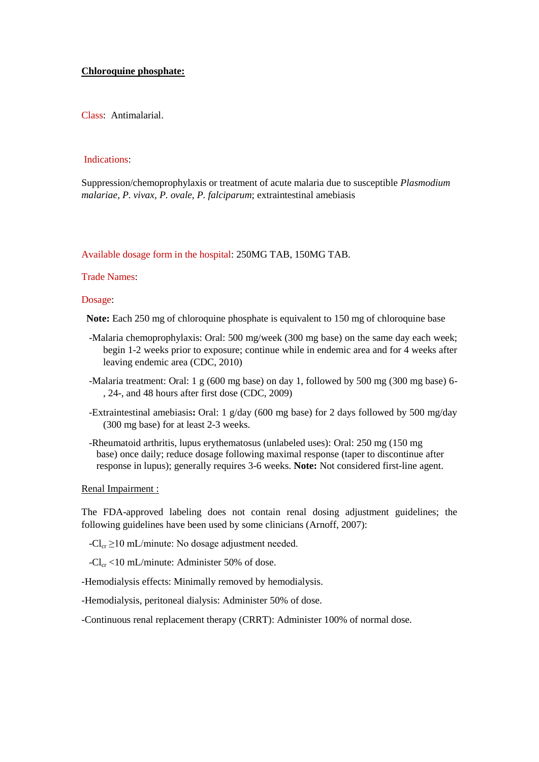**Chloroquine phosphate:**

Class: Antimalarial.

Indications:

Suppression/chemoprophylaxis or treatment of acute malaria due to susceptible *Plasmodium malariae, P. vivax, P. ovale, P. falciparum*; extraintestinal amebiasis

Available dosage form in the hospital: 250MG TAB, 150MG TAB.

Trade Names:

Dosage:

**Note:** Each 250 mg of chloroquine phosphate is equivalent to 150 mg of chloroquine base

-Malaria chemoprophylaxis: Oral: 500 mg/week (300 mg base) on the same day each week; begin 1-2 weeks prior to exposure; continue while in endemic area and for 4 weeks after leaving endemic area (CDC, 2010)

-Malaria treatment: Oral: 1 g (600 mg base) on day 1, followed by 500 mg (300 mg base) 6-, 24-, and 48 hours after first dose (CDC, 2009)

-Extraintestinal amebiasis**:** Oral: 1 g/day (600 mg base) for 2 days followed by 500 mg/day (300 mg base) for at least 2-3 weeks.

-Rheumatoid arthritis, lupus erythematosus (unlabeled uses): Oral: 250 mg (150 mg base) once daily; reduce dosage following maximal response (taper to discontinue after response in lupus); generally requires 3-6 weeks. **Note:** Not considered first-line agent.

Renal Impairment :

The FDA-approved labeling does not contain renal dosing adjustment guidelines; the following guidelines have been used by some clinicians (Arnoff, 2007):

-$Cl_{cr}$ ≥10 mL/minute: No dosage adjustment needed.

-$Cl_{cr}$ <10 mL/minute: Administer 50% of dose.

-Hemodialysis effects: Minimally removed by hemodialysis.

-Hemodialysis, peritoneal dialysis: Administer 50% of dose.

-Continuous renal replacement therapy (CRRT): Administer 100% of normal dose.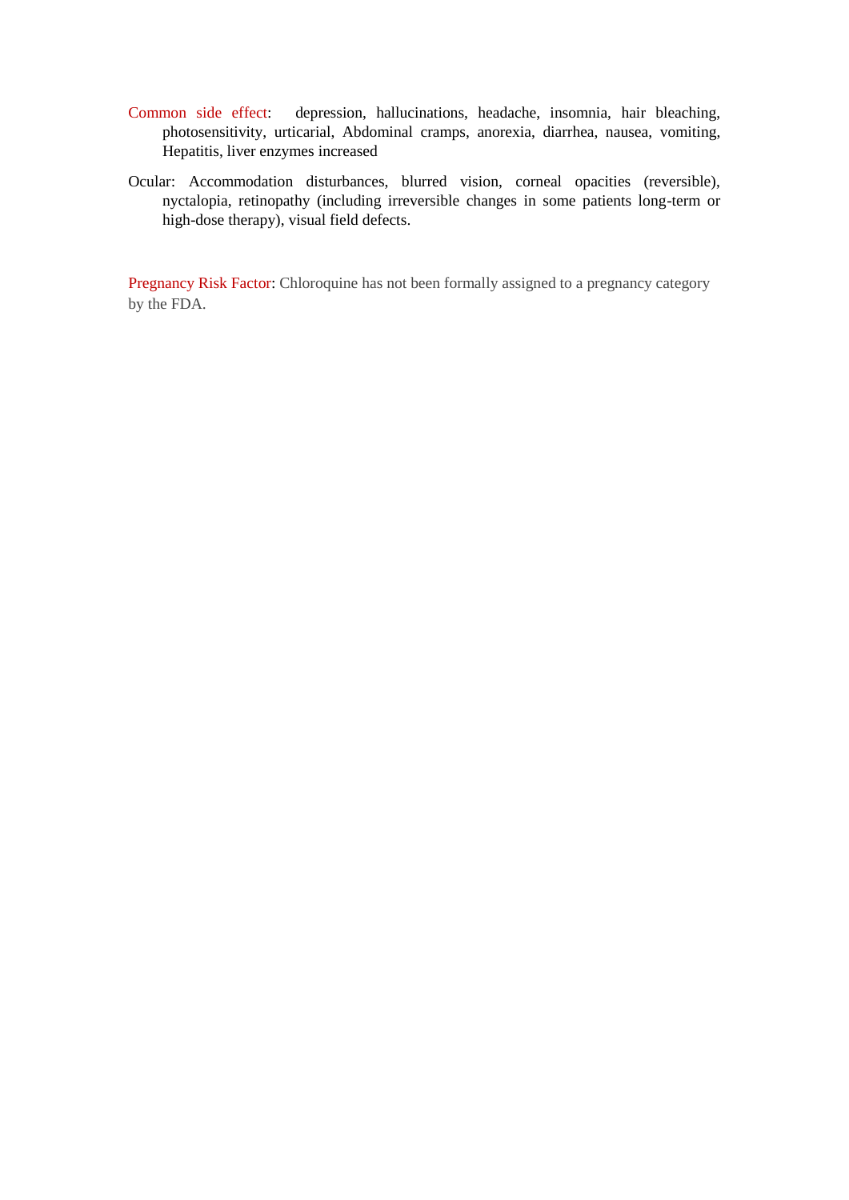Common side effect: depression, hallucinations, headache, insomnia, hair bleaching, photosensitivity, urticarial, Abdominal cramps, anorexia, diarrhea, nausea, vomiting, Hepatitis, liver enzymes increased

Ocular: Accommodation disturbances, blurred vision, corneal opacities (reversible), nyctalopia, retinopathy (including irreversible changes in some patients long-term or high-dose therapy), visual field defects.

Pregnancy Risk Factor: Chloroquine has not been formally assigned to a pregnancy category by the FDA.